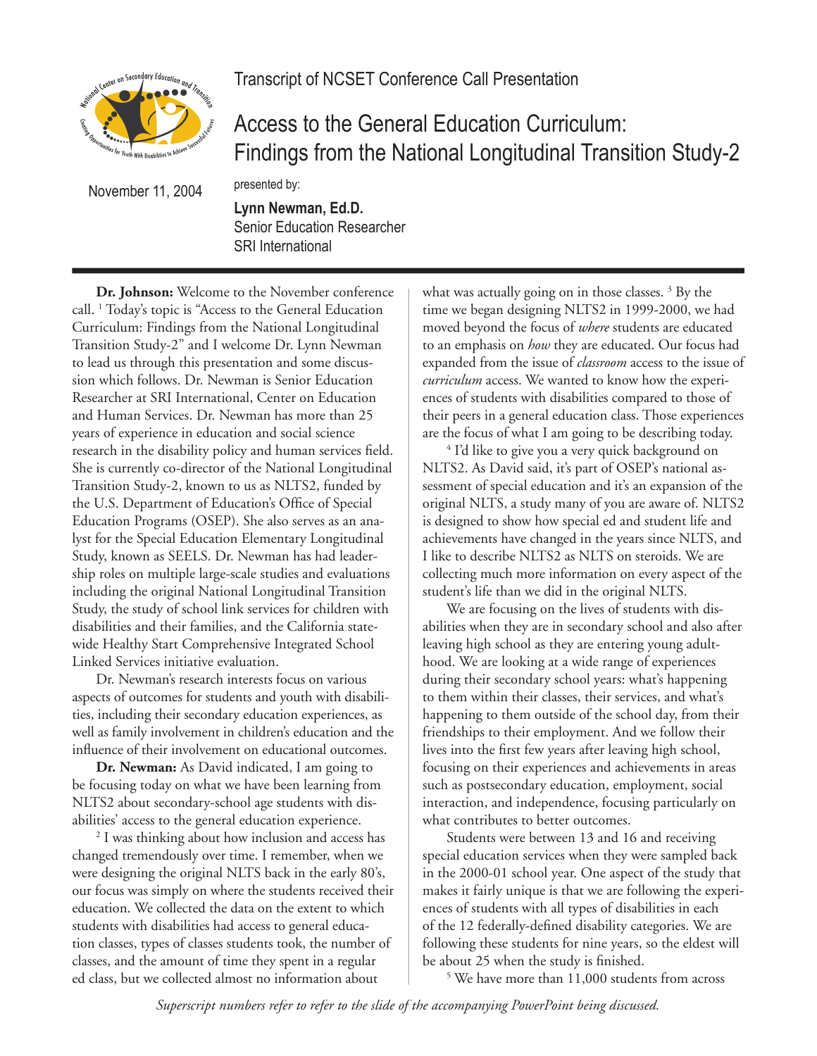Transcript of NCSET Conference Call Presentation

# Access to the General Education Curriculum: Findings from the National Longitudinal Transition Study-2

November 11, 2004

presented by:

**Lynn Newman, Ed.D.**
Senior Education Researcher
SRI International

---

**Dr. Johnson:** Welcome to the November conference call. [1] Today's topic is "Access to the General Education Curriculum: Findings from the National Longitudinal Transition Study-2" and I welcome Dr. Lynn Newman to lead us through this presentation and some discussion which follows. Dr. Newman is Senior Education Researcher at SRI International, Center on Education and Human Services. Dr. Newman has more than 25 years of experience in education and social science research in the disability policy and human services field. She is currently co-director of the National Longitudinal Transition Study-2, known to us as NLTS2, funded by the U.S. Department of Education's Office of Special Education Programs (OSEP). She also serves as an analyst for the Special Education Elementary Longitudinal Study, known as SEELS. Dr. Newman has had leadership roles on multiple large-scale studies and evaluations including the original National Longitudinal Transition Study, the study of school link services for children with disabilities and their families, and the California statewide Healthy Start Comprehensive Integrated School Linked Services initiative evaluation.

Dr. Newman's research interests focus on various aspects of outcomes for students and youth with disabilities, including their secondary education experiences, as well as family involvement in children's education and the influence of their involvement on educational outcomes.

**Dr. Newman:** As David indicated, I am going to be focusing today on what we have been learning from NLTS2 about secondary-school age students with disabilities' access to the general education experience.

[2] I was thinking about how inclusion and access has changed tremendously over time. I remember, when we were designing the original NLTS back in the early 80's, our focus was simply on where the students received their education. We collected the data on the extent to which students with disabilities had access to general education classes, types of classes students took, the number of classes, and the amount of time they spent in a regular ed class, but we collected almost no information about what was actually going on in those classes. [3] By the time we began designing NLTS2 in 1999-2000, we had moved beyond the focus of *where* students are educated to an emphasis on *how* they are educated. Our focus had expanded from the issue of *classroom* access to the issue of *curriculum* access. We wanted to know how the experiences of students with disabilities compared to those of their peers in a general education class. Those experiences are the focus of what I am going to be describing today.

[4] I'd like to give you a very quick background on NLTS2. As David said, it's part of OSEP's national assessment of special education and it's an expansion of the original NLTS, a study many of you are aware of. NLTS2 is designed to show how special ed and student life and achievements have changed in the years since NLTS, and I like to describe NLTS2 as NLTS on steroids. We are collecting much more information on every aspect of the student's life than we did in the original NLTS.

We are focusing on the lives of students with disabilities when they are in secondary school and also after leaving high school as they are entering young adulthood. We are looking at a wide range of experiences during their secondary school years: what's happening to them within their classes, their services, and what's happening to them outside of the school day, from their friendships to their employment. And we follow their lives into the first few years after leaving high school, focusing on their experiences and achievements in areas such as postsecondary education, employment, social interaction, and independence, focusing particularly on what contributes to better outcomes.

Students were between 13 and 16 and receiving special education services when they were sampled back in the 2000-01 school year. One aspect of the study that makes it fairly unique is that we are following the experiences of students with all types of disabilities in each of the 12 federally-defined disability categories. We are following these students for nine years, so the eldest will be about 25 when the study is finished.

[5] We have more than 11,000 students from across

*Superscript numbers refer to refer to the slide of the accompanying PowerPoint being discussed.*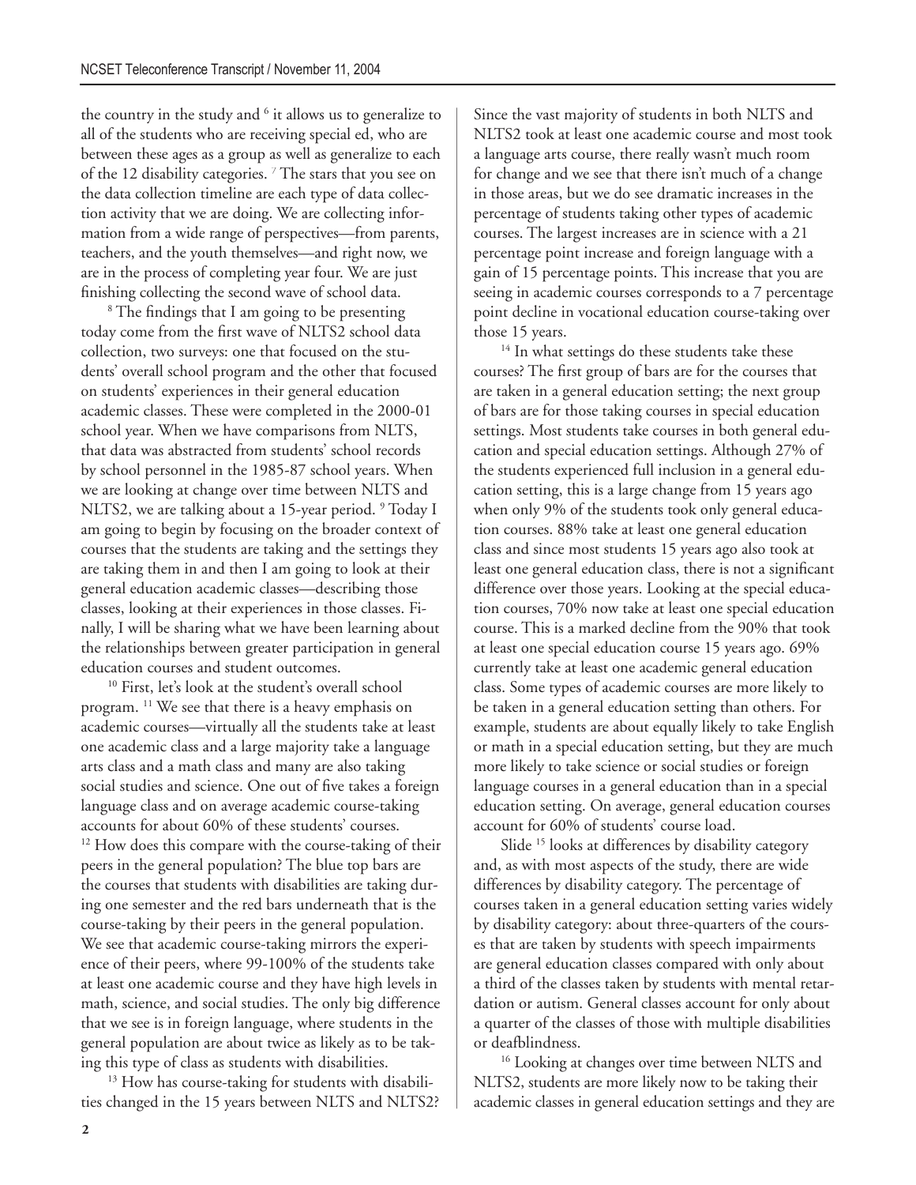the country in the study and [6] it allows us to generalize to all of the students who are receiving special ed, who are between these ages as a group as well as generalize to each of the 12 disability categories. [7] The stars that you see on the data collection timeline are each type of data collection activity that we are doing. We are collecting information from a wide range of perspectives—from parents, teachers, and the youth themselves—and right now, we are in the process of completing year four. We are just finishing collecting the second wave of school data.

[8] The findings that I am going to be presenting today come from the first wave of NLTS2 school data collection, two surveys: one that focused on the students' overall school program and the other that focused on students' experiences in their general education academic classes. These were completed in the 2000-01 school year. When we have comparisons from NLTS, that data was abstracted from students' school records by school personnel in the 1985-87 school years. When we are looking at change over time between NLTS and NLTS2, we are talking about a 15-year period. [9] Today I am going to begin by focusing on the broader context of courses that the students are taking and the settings they are taking them in and then I am going to look at their general education academic classes—describing those classes, looking at their experiences in those classes. Finally, I will be sharing what we have been learning about the relationships between greater participation in general education courses and student outcomes.

[10] First, let's look at the student's overall school program. [11] We see that there is a heavy emphasis on academic courses—virtually all the students take at least one academic class and a large majority take a language arts class and a math class and many are also taking social studies and science. One out of five takes a foreign language class and on average academic course-taking accounts for about 60% of these students' courses. [12] How does this compare with the course-taking of their peers in the general population? The blue top bars are the courses that students with disabilities are taking during one semester and the red bars underneath that is the course-taking by their peers in the general population. We see that academic course-taking mirrors the experience of their peers, where 99-100% of the students take at least one academic course and they have high levels in math, science, and social studies. The only big difference that we see is in foreign language, where students in the general population are about twice as likely as to be taking this type of class as students with disabilities.

[13] How has course-taking for students with disabilities changed in the 15 years between NLTS and NLTS2? Since the vast majority of students in both NLTS and NLTS2 took at least one academic course and most took a language arts course, there really wasn't much room for change and we see that there isn't much of a change in those areas, but we do see dramatic increases in the percentage of students taking other types of academic courses. The largest increases are in science with a 21 percentage point increase and foreign language with a gain of 15 percentage points. This increase that you are seeing in academic courses corresponds to a 7 percentage point decline in vocational education course-taking over those 15 years.

[14] In what settings do these students take these courses? The first group of bars are for the courses that are taken in a general education setting; the next group of bars are for those taking courses in special education settings. Most students take courses in both general education and special education settings. Although 27% of the students experienced full inclusion in a general education setting, this is a large change from 15 years ago when only 9% of the students took only general education courses. 88% take at least one general education class and since most students 15 years ago also took at least one general education class, there is not a significant difference over those years. Looking at the special education courses, 70% now take at least one special education course. This is a marked decline from the 90% that took at least one special education course 15 years ago. 69% currently take at least one academic general education class. Some types of academic courses are more likely to be taken in a general education setting than others. For example, students are about equally likely to take English or math in a special education setting, but they are much more likely to take science or social studies or foreign language courses in a general education than in a special education setting. On average, general education courses account for 60% of students' course load.

Slide [15] looks at differences by disability category and, as with most aspects of the study, there are wide differences by disability category. The percentage of courses taken in a general education setting varies widely by disability category: about three-quarters of the courses that are taken by students with speech impairments are general education classes compared with only about a third of the classes taken by students with mental retardation or autism. General classes account for only about a quarter of the classes of those with multiple disabilities or deafblindness.

[16] Looking at changes over time between NLTS and NLTS2, students are more likely now to be taking their academic classes in general education settings and they are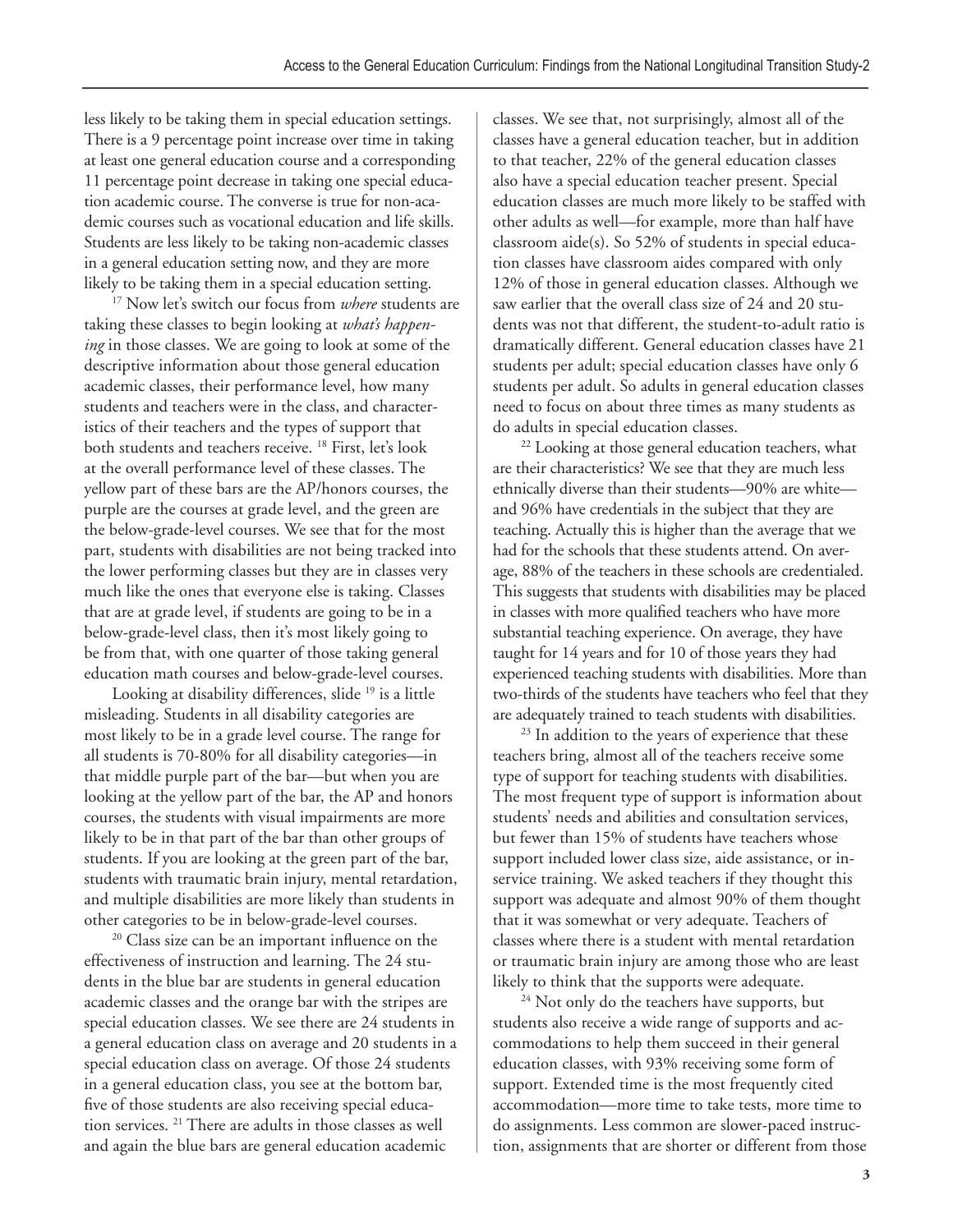less likely to be taking them in special education settings. There is a 9 percentage point increase over time in taking at least one general education course and a corresponding 11 percentage point decrease in taking one special education academic course. The converse is true for non-academic courses such as vocational education and life skills. Students are less likely to be taking non-academic classes in a general education setting now, and they are more likely to be taking them in a special education setting.

[17] Now let's switch our focus from *where* students are taking these classes to begin looking at *what's happening* in those classes. We are going to look at some of the descriptive information about those general education academic classes, their performance level, how many students and teachers were in the class, and characteristics of their teachers and the types of support that both students and teachers receive. [18] First, let's look at the overall performance level of these classes. The yellow part of these bars are the AP/honors courses, the purple are the courses at grade level, and the green are the below-grade-level courses. We see that for the most part, students with disabilities are not being tracked into the lower performing classes but they are in classes very much like the ones that everyone else is taking. Classes that are at grade level, if students are going to be in a below-grade-level class, then it's most likely going to be from that, with one quarter of those taking general education math courses and below-grade-level courses.

Looking at disability differences, slide [19] is a little misleading. Students in all disability categories are most likely to be in a grade level course. The range for all students is 70-80% for all disability categories—in that middle purple part of the bar—but when you are looking at the yellow part of the bar, the AP and honors courses, the students with visual impairments are more likely to be in that part of the bar than other groups of students. If you are looking at the green part of the bar, students with traumatic brain injury, mental retardation, and multiple disabilities are more likely than students in other categories to be in below-grade-level courses.

[20] Class size can be an important influence on the effectiveness of instruction and learning. The 24 students in the blue bar are students in general education academic classes and the orange bar with the stripes are special education classes. We see there are 24 students in a general education class on average and 20 students in a special education class on average. Of those 24 students in a general education class, you see at the bottom bar, five of those students are also receiving special education services. [21] There are adults in those classes as well and again the blue bars are general education academic classes. We see that, not surprisingly, almost all of the classes have a general education teacher, but in addition to that teacher, 22% of the general education classes also have a special education teacher present. Special education classes are much more likely to be staffed with other adults as well—for example, more than half have classroom aide(s). So 52% of students in special education classes have classroom aides compared with only 12% of those in general education classes. Although we saw earlier that the overall class size of 24 and 20 students was not that different, the student-to-adult ratio is dramatically different. General education classes have 21 students per adult; special education classes have only 6 students per adult. So adults in general education classes need to focus on about three times as many students as do adults in special education classes.

[22] Looking at those general education teachers, what are their characteristics? We see that they are much less ethnically diverse than their students—90% are white—and 96% have credentials in the subject that they are teaching. Actually this is higher than the average that we had for the schools that these students attend. On average, 88% of the teachers in these schools are credentialed. This suggests that students with disabilities may be placed in classes with more qualified teachers who have more substantial teaching experience. On average, they have taught for 14 years and for 10 of those years they had experienced teaching students with disabilities. More than two-thirds of the students have teachers who feel that they are adequately trained to teach students with disabilities.

[23] In addition to the years of experience that these teachers bring, almost all of the teachers receive some type of support for teaching students with disabilities. The most frequent type of support is information about students' needs and abilities and consultation services, but fewer than 15% of students have teachers whose support included lower class size, aide assistance, or in-service training. We asked teachers if they thought this support was adequate and almost 90% of them thought that it was somewhat or very adequate. Teachers of classes where there is a student with mental retardation or traumatic brain injury are among those who are least likely to think that the supports were adequate.

[24] Not only do the teachers have supports, but students also receive a wide range of supports and accommodations to help them succeed in their general education classes, with 93% receiving some form of support. Extended time is the most frequently cited accommodation—more time to take tests, more time to do assignments. Less common are slower-paced instruction, assignments that are shorter or different from those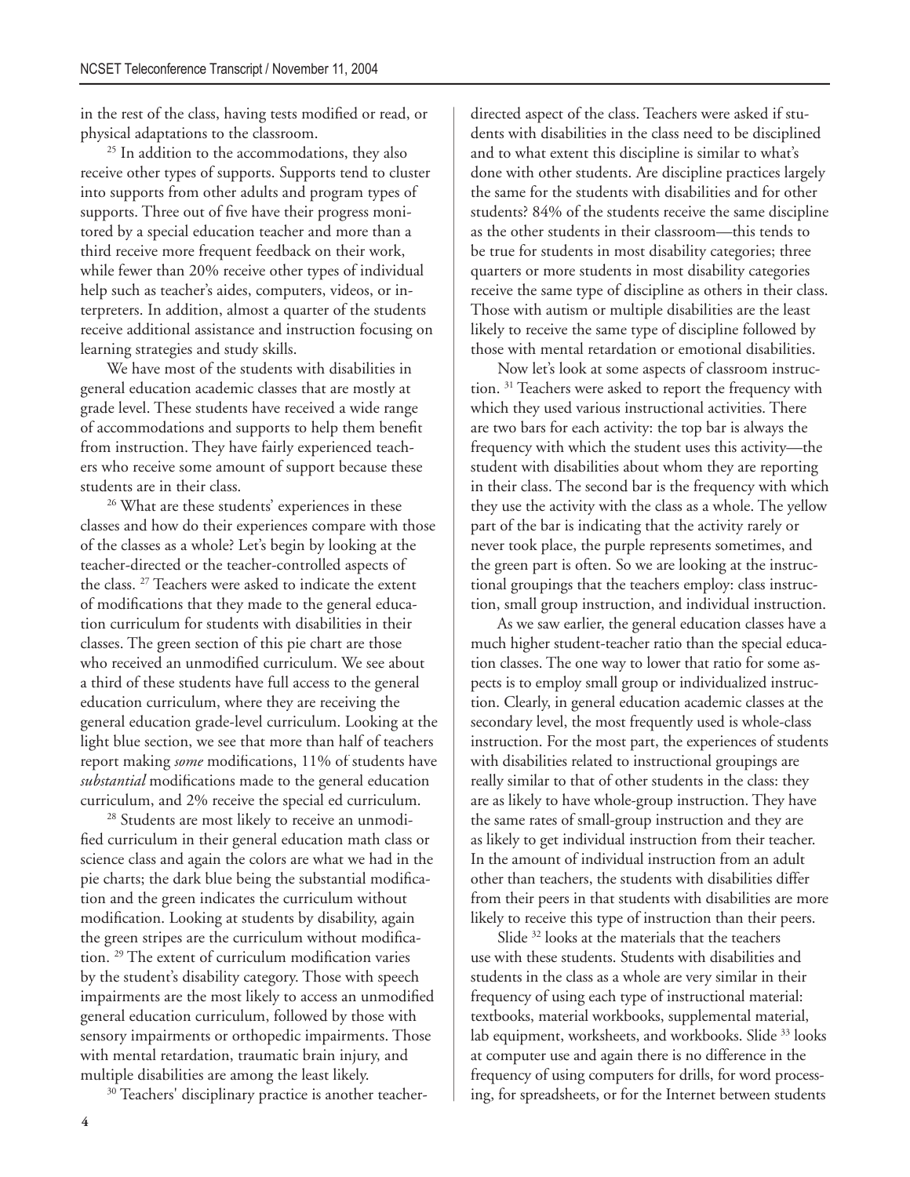in the rest of the class, having tests modified or read, or physical adaptations to the classroom.

[25] In addition to the accommodations, they also receive other types of supports. Supports tend to cluster into supports from other adults and program types of supports. Three out of five have their progress monitored by a special education teacher and more than a third receive more frequent feedback on their work, while fewer than 20% receive other types of individual help such as teacher's aides, computers, videos, or interpreters. In addition, almost a quarter of the students receive additional assistance and instruction focusing on learning strategies and study skills.

We have most of the students with disabilities in general education academic classes that are mostly at grade level. These students have received a wide range of accommodations and supports to help them benefit from instruction. They have fairly experienced teachers who receive some amount of support because these students are in their class.

[26] What are these students' experiences in these classes and how do their experiences compare with those of the classes as a whole? Let's begin by looking at the teacher-directed or the teacher-controlled aspects of the class. [27] Teachers were asked to indicate the extent of modifications that they made to the general education curriculum for students with disabilities in their classes. The green section of this pie chart are those who received an unmodified curriculum. We see about a third of these students have full access to the general education curriculum, where they are receiving the general education grade-level curriculum. Looking at the light blue section, we see that more than half of teachers report making *some* modifications, 11% of students have *substantial* modifications made to the general education curriculum, and 2% receive the special ed curriculum.

[28] Students are most likely to receive an unmodified curriculum in their general education math class or science class and again the colors are what we had in the pie charts; the dark blue being the substantial modification and the green indicates the curriculum without modification. Looking at students by disability, again the green stripes are the curriculum without modification. [29] The extent of curriculum modification varies by the student's disability category. Those with speech impairments are the most likely to access an unmodified general education curriculum, followed by those with sensory impairments or orthopedic impairments. Those with mental retardation, traumatic brain injury, and multiple disabilities are among the least likely.

[30] Teachers' disciplinary practice is another teacher-directed aspect of the class. Teachers were asked if students with disabilities in the class need to be disciplined and to what extent this discipline is similar to what's done with other students. Are discipline practices largely the same for the students with disabilities and for other students? 84% of the students receive the same discipline as the other students in their classroom—this tends to be true for students in most disability categories; three quarters or more students in most disability categories receive the same type of discipline as others in their class. Those with autism or multiple disabilities are the least likely to receive the same type of discipline followed by those with mental retardation or emotional disabilities.

Now let's look at some aspects of classroom instruction. [31] Teachers were asked to report the frequency with which they used various instructional activities. There are two bars for each activity: the top bar is always the frequency with which the student uses this activity—the student with disabilities about whom they are reporting in their class. The second bar is the frequency with which they use the activity with the class as a whole. The yellow part of the bar is indicating that the activity rarely or never took place, the purple represents sometimes, and the green part is often. So we are looking at the instructional groupings that the teachers employ: class instruction, small group instruction, and individual instruction.

As we saw earlier, the general education classes have a much higher student-teacher ratio than the special education classes. The one way to lower that ratio for some aspects is to employ small group or individualized instruction. Clearly, in general education academic classes at the secondary level, the most frequently used is whole-class instruction. For the most part, the experiences of students with disabilities related to instructional groupings are really similar to that of other students in the class: they are as likely to have whole-group instruction. They have the same rates of small-group instruction and they are as likely to get individual instruction from their teacher. In the amount of individual instruction from an adult other than teachers, the students with disabilities differ from their peers in that students with disabilities are more likely to receive this type of instruction than their peers.

Slide [32] looks at the materials that the teachers use with these students. Students with disabilities and students in the class as a whole are very similar in their frequency of using each type of instructional material: textbooks, material workbooks, supplemental material, lab equipment, worksheets, and workbooks. Slide [33] looks at computer use and again there is no difference in the frequency of using computers for drills, for word processing, for spreadsheets, or for the Internet between students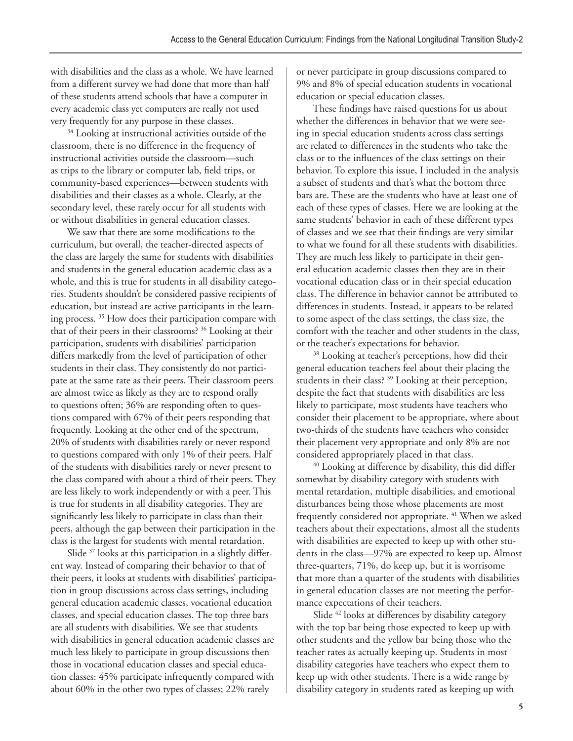with disabilities and the class as a whole. We have learned from a different survey we had done that more than half of these students attend schools that have a computer in every academic class yet computers are really not used very frequently for any purpose in these classes.

[34] Looking at instructional activities outside of the classroom, there is no difference in the frequency of instructional activities outside the classroom—such as trips to the library or computer lab, field trips, or community-based experiences—between students with disabilities and their classes as a whole. Clearly, at the secondary level, these rarely occur for all students with or without disabilities in general education classes.

We saw that there are some modifications to the curriculum, but overall, the teacher-directed aspects of the class are largely the same for students with disabilities and students in the general education academic class as a whole, and this is true for students in all disability categories. Students shouldn't be considered passive recipients of education, but instead are active participants in the learning process. [35] How does their participation compare with that of their peers in their classrooms? [36] Looking at their participation, students with disabilities' participation differs markedly from the level of participation of other students in their class. They consistently do not participate at the same rate as their peers. Their classroom peers are almost twice as likely as they are to respond orally to questions often; 36% are responding often to questions compared with 67% of their peers responding that frequently. Looking at the other end of the spectrum, 20% of students with disabilities rarely or never respond to questions compared with only 1% of their peers. Half of the students with disabilities rarely or never present to the class compared with about a third of their peers. They are less likely to work independently or with a peer. This is true for students in all disability categories. They are significantly less likely to participate in class than their peers, although the gap between their participation in the class is the largest for students with mental retardation.

Slide [37] looks at this participation in a slightly different way. Instead of comparing their behavior to that of their peers, it looks at students with disabilities' participation in group discussions across class settings, including general education academic classes, vocational education classes, and special education classes. The top three bars are all students with disabilities. We see that students with disabilities in general education academic classes are much less likely to participate in group discussions then those in vocational education classes and special education classes: 45% participate infrequently compared with about 60% in the other two types of classes; 22% rarely or never participate in group discussions compared to 9% and 8% of special education students in vocational education or special education classes.

These findings have raised questions for us about whether the differences in behavior that we were seeing in special education students across class settings are related to differences in the students who take the class or to the influences of the class settings on their behavior. To explore this issue, I included in the analysis a subset of students and that's what the bottom three bars are. These are the students who have at least one of each of these types of classes. Here we are looking at the same students' behavior in each of these different types of classes and we see that their findings are very similar to what we found for all these students with disabilities. They are much less likely to participate in their general education academic classes then they are in their vocational education class or in their special education class. The difference in behavior cannot be attributed to differences in students. Instead, it appears to be related to some aspect of the class settings, the class size, the comfort with the teacher and other students in the class, or the teacher's expectations for behavior.

[38] Looking at teacher's perceptions, how did their general education teachers feel about their placing the students in their class? [39] Looking at their perception, despite the fact that students with disabilities are less likely to participate, most students have teachers who consider their placement to be appropriate, where about two-thirds of the students have teachers who consider their placement very appropriate and only 8% are not considered appropriately placed in that class.

[40] Looking at difference by disability, this did differ somewhat by disability category with students with mental retardation, multiple disabilities, and emotional disturbances being those whose placements are most frequently considered not appropriate. [41] When we asked teachers about their expectations, almost all the students with disabilities are expected to keep up with other students in the class—97% are expected to keep up. Almost three-quarters, 71%, do keep up, but it is worrisome that more than a quarter of the students with disabilities in general education classes are not meeting the performance expectations of their teachers.

Slide [42] looks at differences by disability category with the top bar being those expected to keep up with other students and the yellow bar being those who the teacher rates as actually keeping up. Students in most disability categories have teachers who expect them to keep up with other students. There is a wide range by disability category in students rated as keeping up with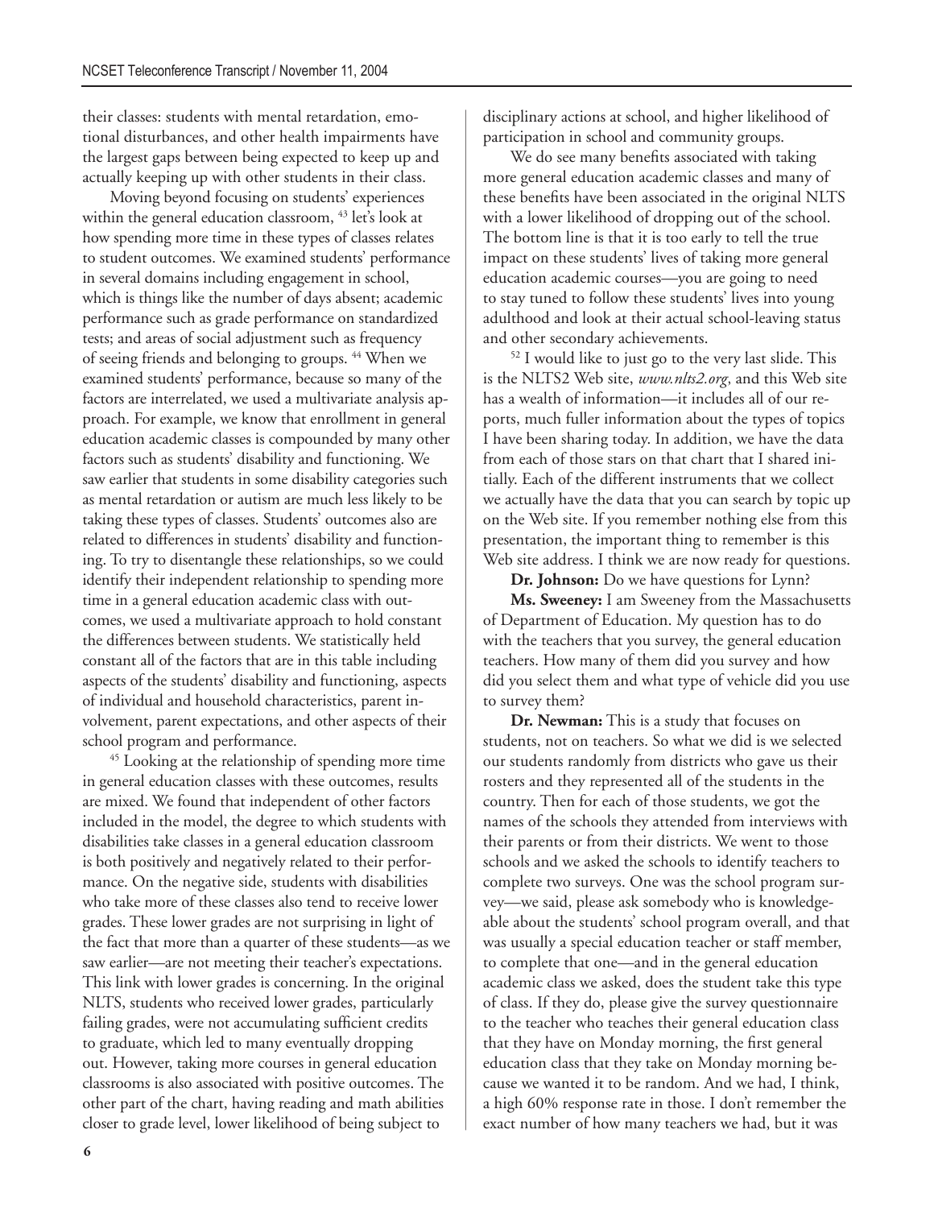their classes: students with mental retardation, emotional disturbances, and other health impairments have the largest gaps between being expected to keep up and actually keeping up with other students in their class.

Moving beyond focusing on students' experiences within the general education classroom, [43] let's look at how spending more time in these types of classes relates to student outcomes. We examined students' performance in several domains including engagement in school, which is things like the number of days absent; academic performance such as grade performance on standardized tests; and areas of social adjustment such as frequency of seeing friends and belonging to groups. [44] When we examined students' performance, because so many of the factors are interrelated, we used a multivariate analysis approach. For example, we know that enrollment in general education academic classes is compounded by many other factors such as students' disability and functioning. We saw earlier that students in some disability categories such as mental retardation or autism are much less likely to be taking these types of classes. Students' outcomes also are related to differences in students' disability and functioning. To try to disentangle these relationships, so we could identify their independent relationship to spending more time in a general education academic class with outcomes, we used a multivariate approach to hold constant the differences between students. We statistically held constant all of the factors that are in this table including aspects of the students' disability and functioning, aspects of individual and household characteristics, parent involvement, parent expectations, and other aspects of their school program and performance.

[45] Looking at the relationship of spending more time in general education classes with these outcomes, results are mixed. We found that independent of other factors included in the model, the degree to which students with disabilities take classes in a general education classroom is both positively and negatively related to their performance. On the negative side, students with disabilities who take more of these classes also tend to receive lower grades. These lower grades are not surprising in light of the fact that more than a quarter of these students—as we saw earlier—are not meeting their teacher's expectations. This link with lower grades is concerning. In the original NLTS, students who received lower grades, particularly failing grades, were not accumulating sufficient credits to graduate, which led to many eventually dropping out. However, taking more courses in general education classrooms is also associated with positive outcomes. The other part of the chart, having reading and math abilities closer to grade level, lower likelihood of being subject to disciplinary actions at school, and higher likelihood of participation in school and community groups.

We do see many benefits associated with taking more general education academic classes and many of these benefits have been associated in the original NLTS with a lower likelihood of dropping out of the school. The bottom line is that it is too early to tell the true impact on these students' lives of taking more general education academic courses—you are going to need to stay tuned to follow these students' lives into young adulthood and look at their actual school-leaving status and other secondary achievements.

[52] I would like to just go to the very last slide. This is the NLTS2 Web site, *www.nlts2.org*, and this Web site has a wealth of information—it includes all of our reports, much fuller information about the types of topics I have been sharing today. In addition, we have the data from each of those stars on that chart that I shared initially. Each of the different instruments that we collect we actually have the data that you can search by topic up on the Web site. If you remember nothing else from this presentation, the important thing to remember is this Web site address. I think we are now ready for questions.

**Dr. Johnson:** Do we have questions for Lynn?

**Ms. Sweeney:** I am Sweeney from the Massachusetts of Department of Education. My question has to do with the teachers that you survey, the general education teachers. How many of them did you survey and how did you select them and what type of vehicle did you use to survey them?

**Dr. Newman:** This is a study that focuses on students, not on teachers. So what we did is we selected our students randomly from districts who gave us their rosters and they represented all of the students in the country. Then for each of those students, we got the names of the schools they attended from interviews with their parents or from their districts. We went to those schools and we asked the schools to identify teachers to complete two surveys. One was the school program survey—we said, please ask somebody who is knowledgeable about the students' school program overall, and that was usually a special education teacher or staff member, to complete that one—and in the general education academic class we asked, does the student take this type of class. If they do, please give the survey questionnaire to the teacher who teaches their general education class that they have on Monday morning, the first general education class that they take on Monday morning because we wanted it to be random. And we had, I think, a high 60% response rate in those. I don't remember the exact number of how many teachers we had, but it was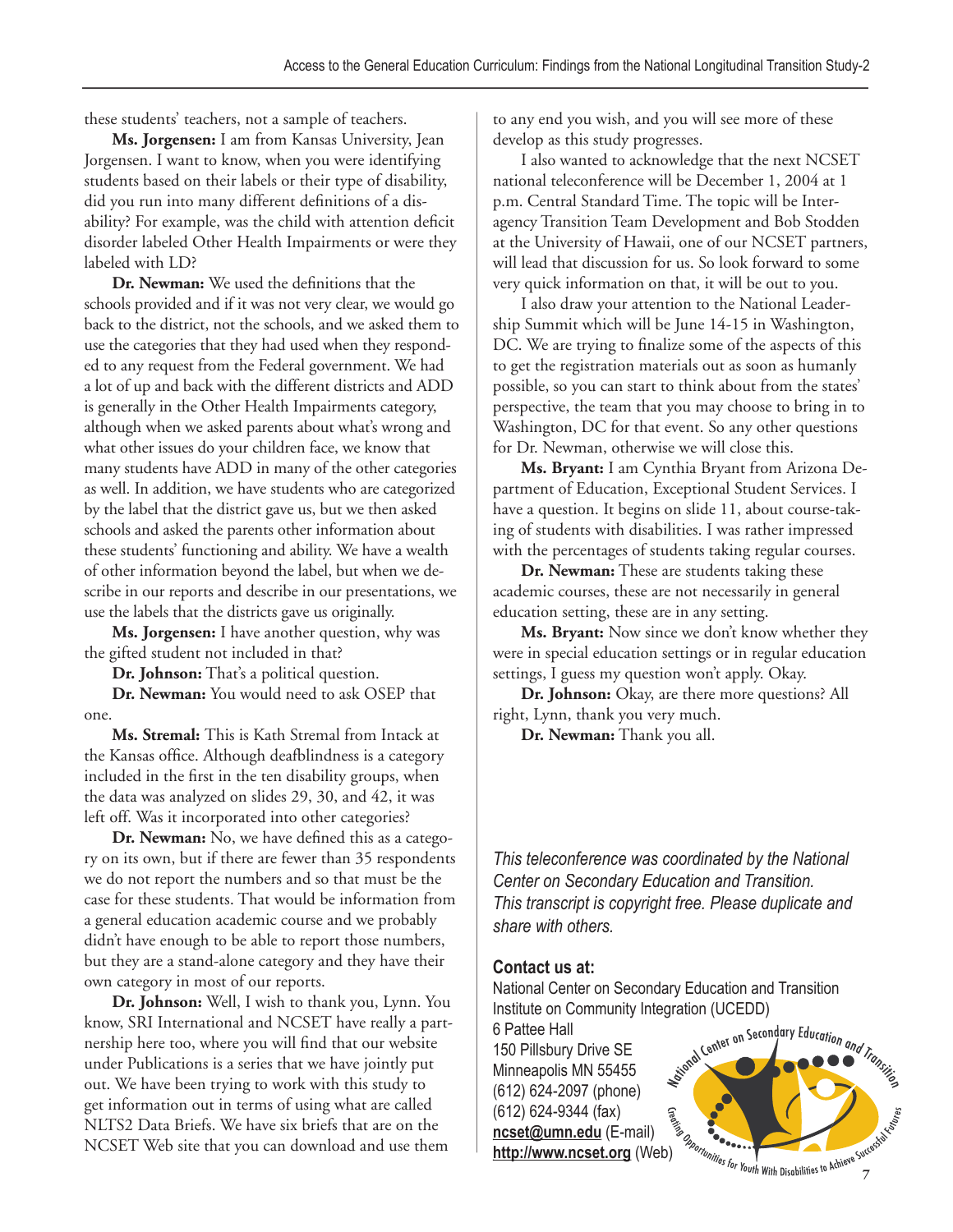these students' teachers, not a sample of teachers.

**Ms. Jorgensen:** I am from Kansas University, Jean Jorgensen. I want to know, when you were identifying students based on their labels or their type of disability, did you run into many different definitions of a disability? For example, was the child with attention deficit disorder labeled Other Health Impairments or were they labeled with LD?

**Dr. Newman:** We used the definitions that the schools provided and if it was not very clear, we would go back to the district, not the schools, and we asked them to use the categories that they had used when they responded to any request from the Federal government. We had a lot of up and back with the different districts and ADD is generally in the Other Health Impairments category, although when we asked parents about what's wrong and what other issues do your children face, we know that many students have ADD in many of the other categories as well. In addition, we have students who are categorized by the label that the district gave us, but we then asked schools and asked the parents other information about these students' functioning and ability. We have a wealth of other information beyond the label, but when we describe in our reports and describe in our presentations, we use the labels that the districts gave us originally.

**Ms. Jorgensen:** I have another question, why was the gifted student not included in that?

**Dr. Johnson:** That's a political question.

**Dr. Newman:** You would need to ask OSEP that one.

**Ms. Stremal:** This is Kath Stremal from Intack at the Kansas office. Although deafblindness is a category included in the first in the ten disability groups, when the data was analyzed on slides 29, 30, and 42, it was left off. Was it incorporated into other categories?

**Dr. Newman:** No, we have defined this as a category on its own, but if there are fewer than 35 respondents we do not report the numbers and so that must be the case for these students. That would be information from a general education academic course and we probably didn't have enough to be able to report those numbers, but they are a stand-alone category and they have their own category in most of our reports.

**Dr. Johnson:** Well, I wish to thank you, Lynn. You know, SRI International and NCSET have really a partnership here too, where you will find that our website under Publications is a series that we have jointly put out. We have been trying to work with this study to get information out in terms of using what are called NLTS2 Data Briefs. We have six briefs that are on the NCSET Web site that you can download and use them to any end you wish, and you will see more of these develop as this study progresses.

I also wanted to acknowledge that the next NCSET national teleconference will be December 1, 2004 at 1 p.m. Central Standard Time. The topic will be Interagency Transition Team Development and Bob Stodden at the University of Hawaii, one of our NCSET partners, will lead that discussion for us. So look forward to some very quick information on that, it will be out to you.

I also draw your attention to the National Leadership Summit which will be June 14-15 in Washington, DC. We are trying to finalize some of the aspects of this to get the registration materials out as soon as humanly possible, so you can start to think about from the states' perspective, the team that you may choose to bring in to Washington, DC for that event. So any other questions for Dr. Newman, otherwise we will close this.

**Ms. Bryant:** I am Cynthia Bryant from Arizona Department of Education, Exceptional Student Services. I have a question. It begins on slide 11, about course-taking of students with disabilities. I was rather impressed with the percentages of students taking regular courses.

**Dr. Newman:** These are students taking these academic courses, these are not necessarily in general education setting, these are in any setting.

**Ms. Bryant:** Now since we don't know whether they were in special education settings or in regular education settings, I guess my question won't apply. Okay.

**Dr. Johnson:** Okay, are there more questions? All right, Lynn, thank you very much.

**Dr. Newman:** Thank you all.

*This teleconference was coordinated by the National Center on Secondary Education and Transition. This transcript is copyright free. Please duplicate and share with others.*

**Contact us at:**

National Center on Secondary Education and Transition
Institute on Community Integration (UCEDD)
6 Pattee Hall
150 Pillsbury Drive SE
Minneapolis MN 55455
(612) 624-2097 (phone)
(612) 624-9344 (fax)
**ncset@umn.edu** (E-mail)
**http://www.ncset.org** (Web)

National Center on Secondary Education and Transition
Creating Opportunities for Youth With Disabilities to Achieve Successful Futures